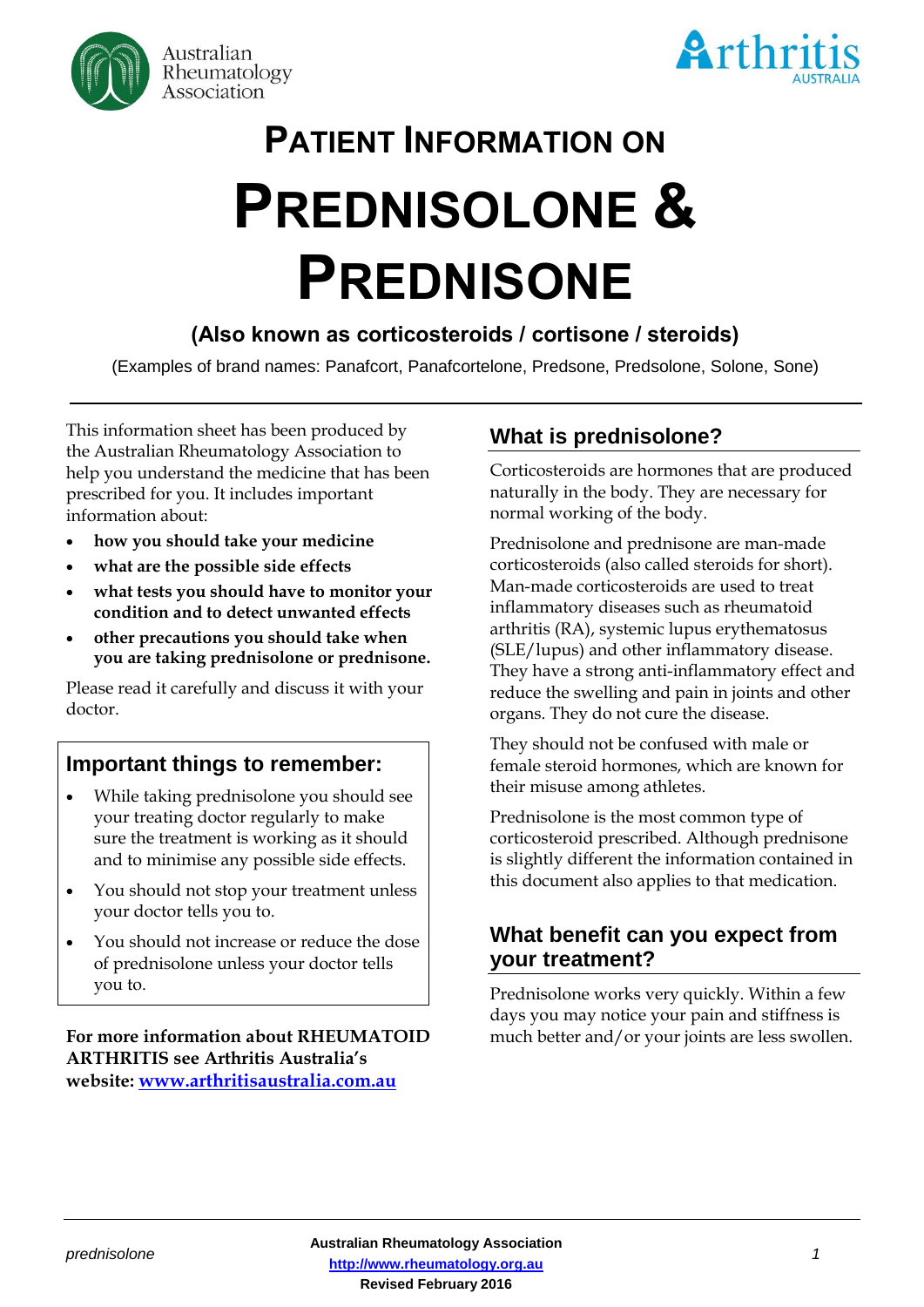Australian Rheumatology Association

Arthritis AUSTRALIA

# PATIENT INFORMATION ON

# PREDNISOLONE & PREDNISONE

### (Also known as corticosteroids / cortisone / steroids)

(Examples of brand names: Panafcort, Panafcortelone, Predsone, Predsolone, Solone, Sone)

---

This information sheet has been produced by the Australian Rheumatology Association to help you understand the medicine that has been prescribed for you. It includes important information about:

- **how you should take your medicine**
- **what are the possible side effects**
- **what tests you should have to monitor your condition and to detect unwanted effects**
- **other precautions you should take when you are taking prednisolone or prednisone.**

Please read it carefully and discuss it with your doctor.

## Important things to remember:

- While taking prednisolone you should see your treating doctor regularly to make sure the treatment is working as it should and to minimise any possible side effects.
- You should not stop your treatment unless your doctor tells you to.
- You should not increase or reduce the dose of prednisolone unless your doctor tells you to.

**For more information about RHEUMATOID ARTHRITIS see Arthritis Australia's website: [www.arthritisaustralia.com.au](http://www.arthritisaustralia.com.au)**

## What is prednisolone?

Corticosteroids are hormones that are produced naturally in the body. They are necessary for normal working of the body.

Prednisolone and prednisone are man-made corticosteroids (also called steroids for short). Man-made corticosteroids are used to treat inflammatory diseases such as rheumatoid arthritis (RA), systemic lupus erythematosus (SLE/lupus) and other inflammatory disease. They have a strong anti-inflammatory effect and reduce the swelling and pain in joints and other organs. They do not cure the disease.

They should not be confused with male or female steroid hormones, which are known for their misuse among athletes.

Prednisolone is the most common type of corticosteroid prescribed. Although prednisone is slightly different the information contained in this document also applies to that medication.

## What benefit can you expect from your treatment?

Prednisolone works very quickly. Within a few days you may notice your pain and stiffness is much better and/or your joints are less swollen.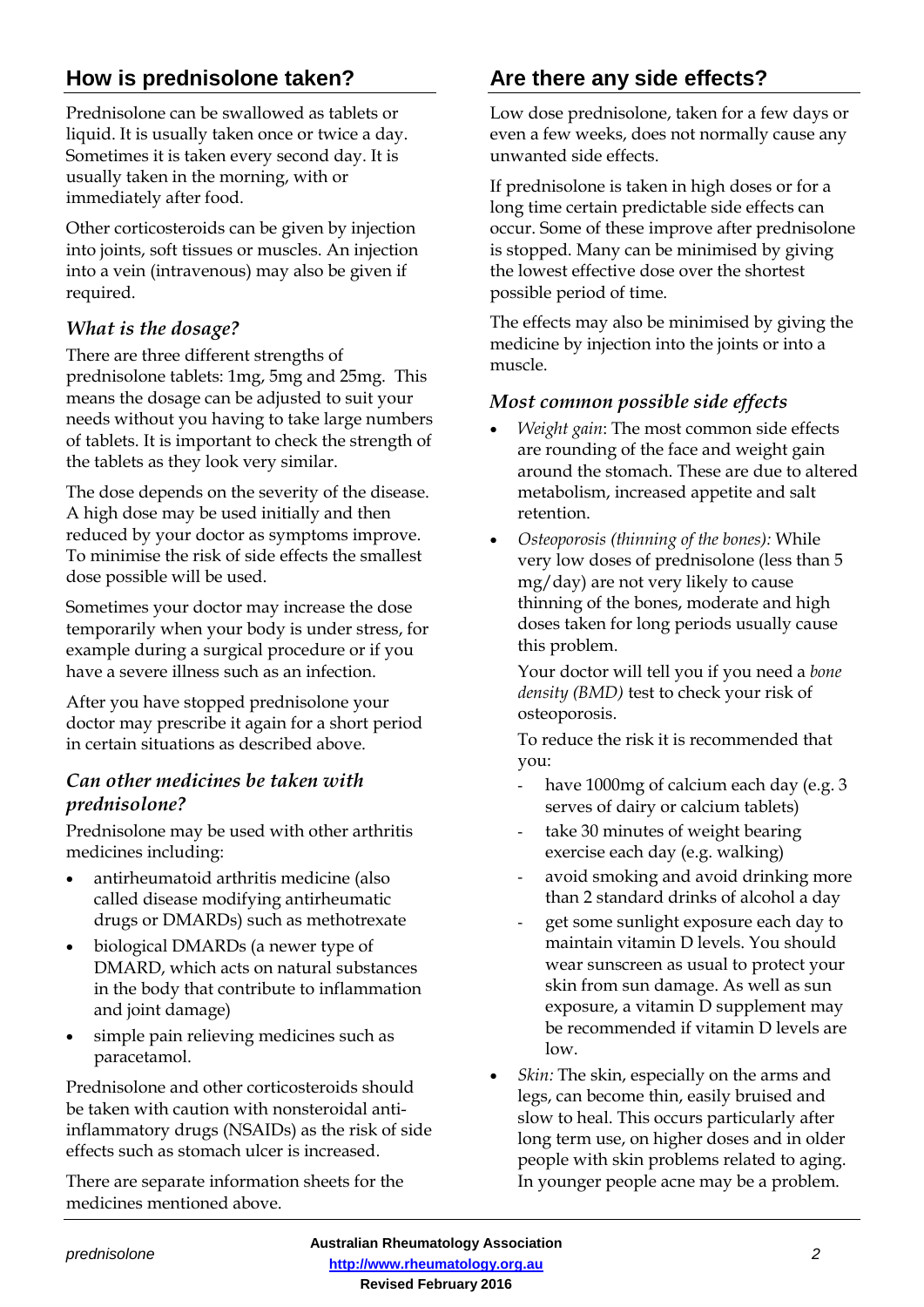## How is prednisolone taken?

Prednisolone can be swallowed as tablets or liquid. It is usually taken once or twice a day. Sometimes it is taken every second day. It is usually taken in the morning, with or immediately after food.

Other corticosteroids can be given by injection into joints, soft tissues or muscles. An injection into a vein (intravenous) may also be given if required.

### *What is the dosage?*

There are three different strengths of prednisolone tablets: 1mg, 5mg and 25mg. This means the dosage can be adjusted to suit your needs without you having to take large numbers of tablets. It is important to check the strength of the tablets as they look very similar.

The dose depends on the severity of the disease. A high dose may be used initially and then reduced by your doctor as symptoms improve. To minimise the risk of side effects the smallest dose possible will be used.

Sometimes your doctor may increase the dose temporarily when your body is under stress, for example during a surgical procedure or if you have a severe illness such as an infection.

After you have stopped prednisolone your doctor may prescribe it again for a short period in certain situations as described above.

### *Can other medicines be taken with prednisolone?*

Prednisolone may be used with other arthritis medicines including:

- antirheumatoid arthritis medicine (also called disease modifying antirheumatic drugs or DMARDs) such as methotrexate
- biological DMARDs (a newer type of DMARD, which acts on natural substances in the body that contribute to inflammation and joint damage)
- simple pain relieving medicines such as paracetamol.

Prednisolone and other corticosteroids should be taken with caution with nonsteroidal anti-inflammatory drugs (NSAIDs) as the risk of side effects such as stomach ulcer is increased.

There are separate information sheets for the medicines mentioned above.

## Are there any side effects?

Low dose prednisolone, taken for a few days or even a few weeks, does not normally cause any unwanted side effects.

If prednisolone is taken in high doses or for a long time certain predictable side effects can occur. Some of these improve after prednisolone is stopped. Many can be minimised by giving the lowest effective dose over the shortest possible period of time.

The effects may also be minimised by giving the medicine by injection into the joints or into a muscle.

### *Most common possible side effects*

- *Weight gain*: The most common side effects are rounding of the face and weight gain around the stomach. These are due to altered metabolism, increased appetite and salt retention.
- *Osteoporosis (thinning of the bones):* While very low doses of prednisolone (less than 5 mg/day) are not very likely to cause thinning of the bones, moderate and high doses taken for long periods usually cause this problem.

  Your doctor will tell you if you need a *bone density (BMD)* test to check your risk of osteoporosis.

  To reduce the risk it is recommended that you:

  - have 1000mg of calcium each day (e.g. 3 serves of dairy or calcium tablets)
  - take 30 minutes of weight bearing exercise each day (e.g. walking)
  - avoid smoking and avoid drinking more than 2 standard drinks of alcohol a day
  - get some sunlight exposure each day to maintain vitamin D levels. You should wear sunscreen as usual to protect your skin from sun damage. As well as sun exposure, a vitamin D supplement may be recommended if vitamin D levels are low.
- *Skin:* The skin, especially on the arms and legs, can become thin, easily bruised and slow to heal. This occurs particularly after long term use, on higher doses and in older people with skin problems related to aging. In younger people acne may be a problem.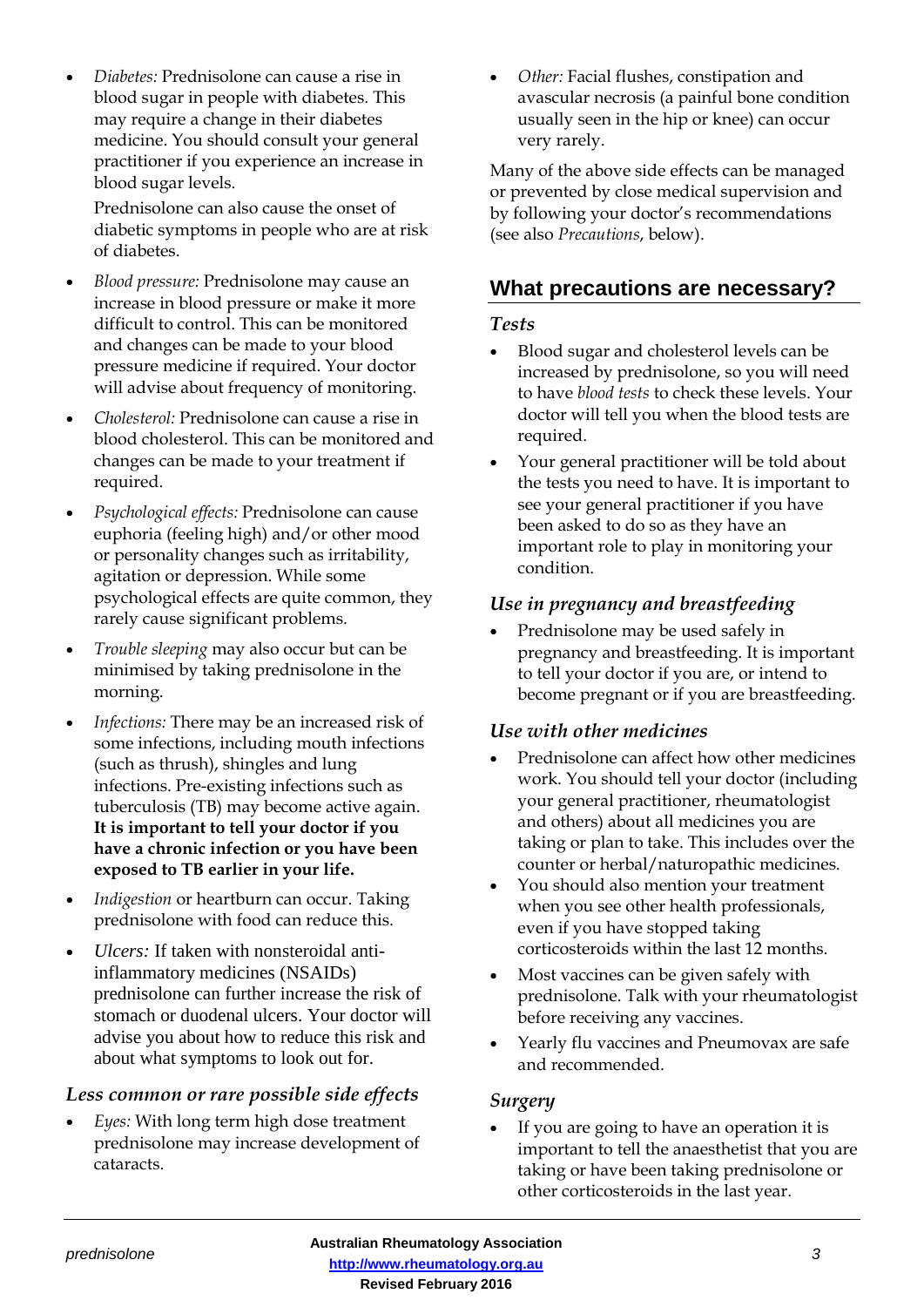- *Diabetes:* Prednisolone can cause a rise in blood sugar in people with diabetes. This may require a change in their diabetes medicine. You should consult your general practitioner if you experience an increase in blood sugar levels.

  Prednisolone can also cause the onset of diabetic symptoms in people who are at risk of diabetes.

- *Blood pressure:* Prednisolone may cause an increase in blood pressure or make it more difficult to control. This can be monitored and changes can be made to your blood pressure medicine if required. Your doctor will advise about frequency of monitoring.
- *Cholesterol:* Prednisolone can cause a rise in blood cholesterol. This can be monitored and changes can be made to your treatment if required.
- *Psychological effects:* Prednisolone can cause euphoria (feeling high) and/or other mood or personality changes such as irritability, agitation or depression. While some psychological effects are quite common, they rarely cause significant problems.
- *Trouble sleeping* may also occur but can be minimised by taking prednisolone in the morning.
- *Infections:* There may be an increased risk of some infections, including mouth infections (such as thrush), shingles and lung infections. Pre-existing infections such as tuberculosis (TB) may become active again. **It is important to tell your doctor if you have a chronic infection or you have been exposed to TB earlier in your life.**
- *Indigestion* or heartburn can occur. Taking prednisolone with food can reduce this.
- *Ulcers:* If taken with nonsteroidal anti-inflammatory medicines (NSAIDs) prednisolone can further increase the risk of stomach or duodenal ulcers. Your doctor will advise you about how to reduce this risk and about what symptoms to look out for.

### *Less common or rare possible side effects*

- *Eyes:* With long term high dose treatment prednisolone may increase development of cataracts.
- *Other:* Facial flushes, constipation and avascular necrosis (a painful bone condition usually seen in the hip or knee) can occur very rarely.

Many of the above side effects can be managed or prevented by close medical supervision and by following your doctor's recommendations (see also *Precautions*, below).

## What precautions are necessary?

### *Tests*

- Blood sugar and cholesterol levels can be increased by prednisolone, so you will need to have *blood tests* to check these levels. Your doctor will tell you when the blood tests are required.
- Your general practitioner will be told about the tests you need to have. It is important to see your general practitioner if you have been asked to do so as they have an important role to play in monitoring your condition.

### *Use in pregnancy and breastfeeding*

- Prednisolone may be used safely in pregnancy and breastfeeding. It is important to tell your doctor if you are, or intend to become pregnant or if you are breastfeeding.

### *Use with other medicines*

- Prednisolone can affect how other medicines work. You should tell your doctor (including your general practitioner, rheumatologist and others) about all medicines you are taking or plan to take. This includes over the counter or herbal/naturopathic medicines.
- You should also mention your treatment when you see other health professionals, even if you have stopped taking corticosteroids within the last 12 months.
- Most vaccines can be given safely with prednisolone. Talk with your rheumatologist before receiving any vaccines.
- Yearly flu vaccines and Pneumovax are safe and recommended.

### *Surgery*

- If you are going to have an operation it is important to tell the anaesthetist that you are taking or have been taking prednisolone or other corticosteroids in the last year.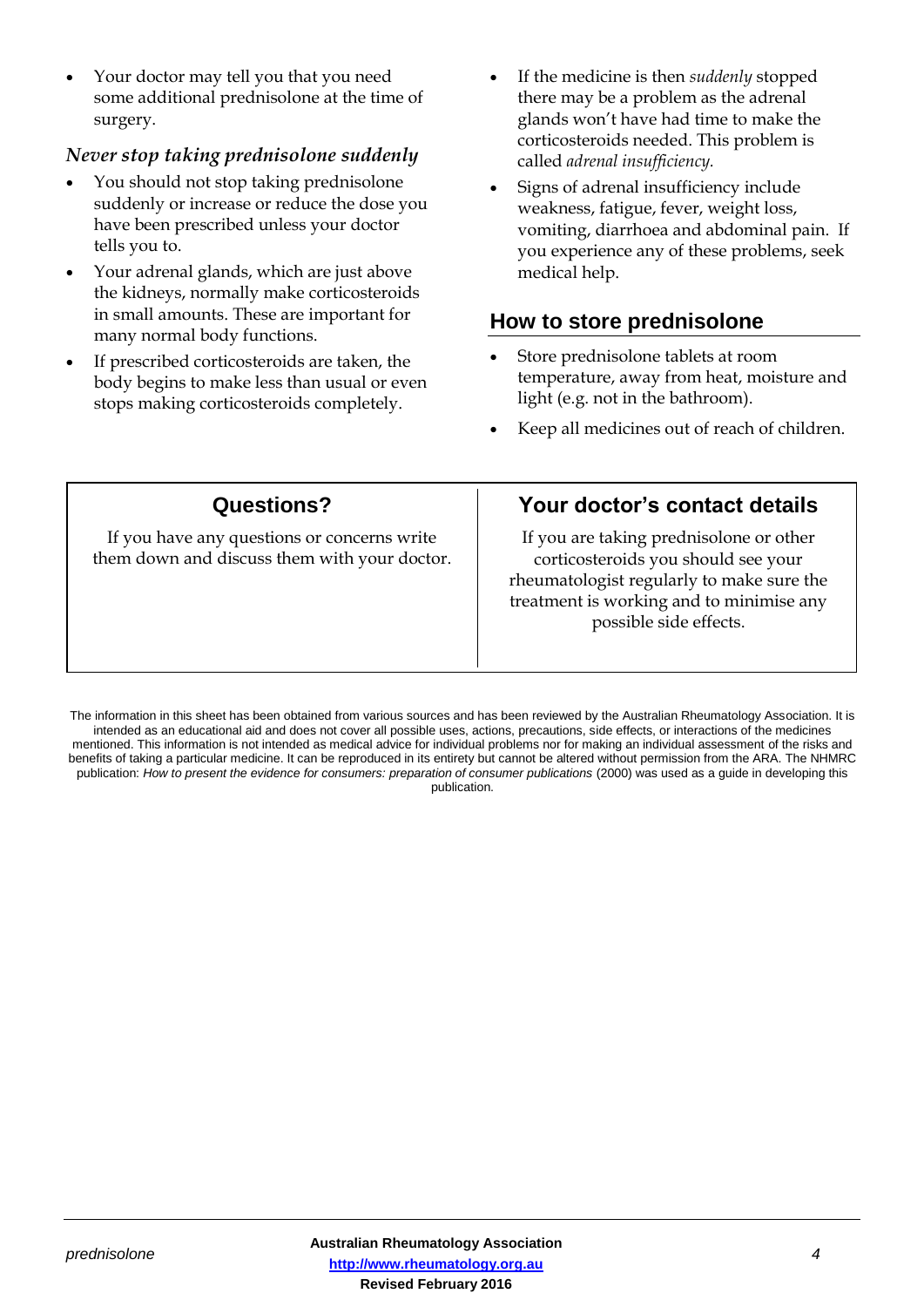- Your doctor may tell you that you need some additional prednisolone at the time of surgery.

### *Never stop taking prednisolone suddenly*

- You should not stop taking prednisolone suddenly or increase or reduce the dose you have been prescribed unless your doctor tells you to.
- Your adrenal glands, which are just above the kidneys, normally make corticosteroids in small amounts. These are important for many normal body functions.
- If prescribed corticosteroids are taken, the body begins to make less than usual or even stops making corticosteroids completely.
- If the medicine is then *suddenly* stopped there may be a problem as the adrenal glands won't have had time to make the corticosteroids needed. This problem is called *adrenal insufficiency.*
- Signs of adrenal insufficiency include weakness, fatigue, fever, weight loss, vomiting, diarrhoea and abdominal pain. If you experience any of these problems, seek medical help.

## How to store prednisolone

- Store prednisolone tablets at room temperature, away from heat, moisture and light (e.g. not in the bathroom).
- Keep all medicines out of reach of children.

## Questions?

If you have any questions or concerns write them down and discuss them with your doctor.

## Your doctor's contact details

If you are taking prednisolone or other corticosteroids you should see your rheumatologist regularly to make sure the treatment is working and to minimise any possible side effects.

The information in this sheet has been obtained from various sources and has been reviewed by the Australian Rheumatology Association. It is intended as an educational aid and does not cover all possible uses, actions, precautions, side effects, or interactions of the medicines mentioned. This information is not intended as medical advice for individual problems nor for making an individual assessment of the risks and benefits of taking a particular medicine. It can be reproduced in its entirety but cannot be altered without permission from the ARA. The NHMRC publication: *How to present the evidence for consumers: preparation of consumer publications* (2000) was used as a guide in developing this publication.

**Australian Rheumatology Association**
**http://www.rheumatology.org.au**
**Revised February 2016**